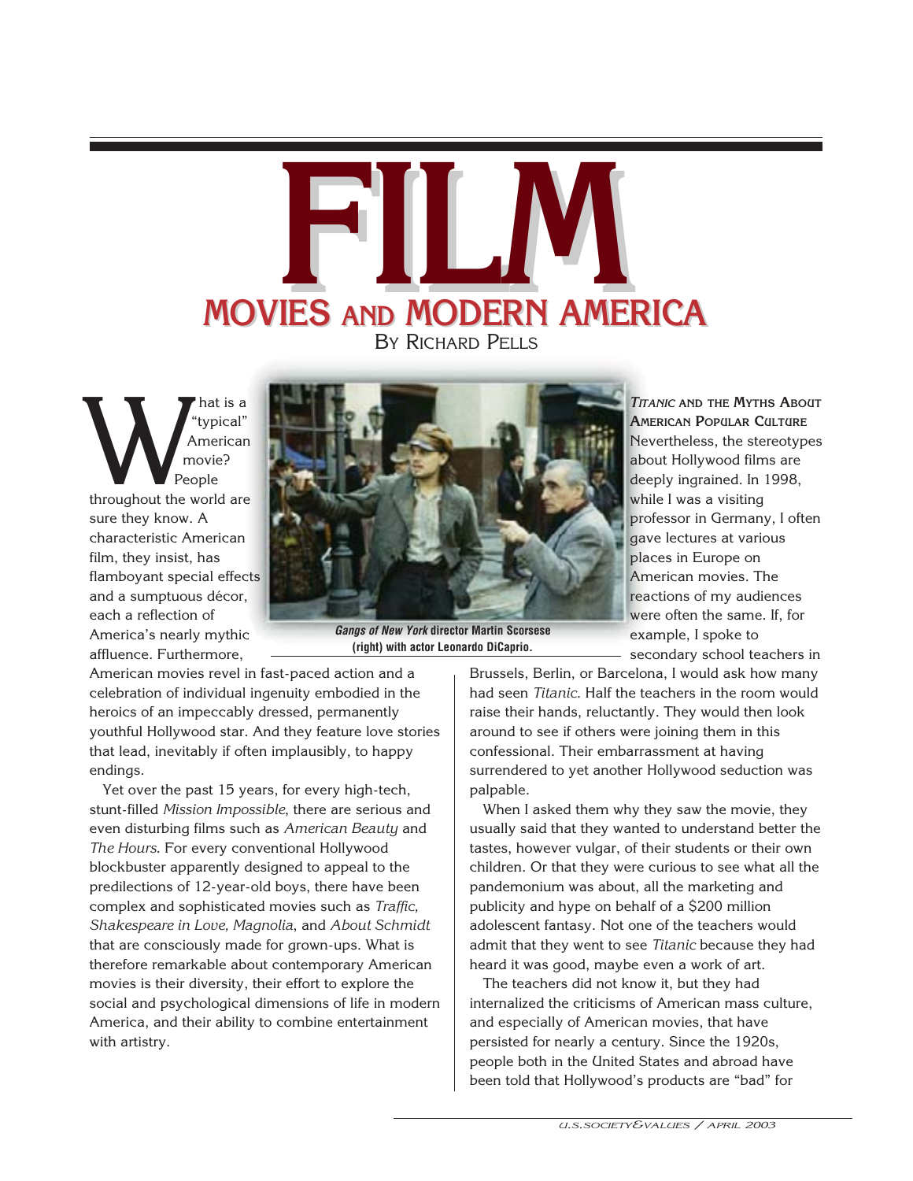# FILM

## MOVIES AND MODERN AMERICA

BY RICHARD PELLS

What is a "typical" American movie? People throughout the world are sure they know. A characteristic American film, they insist, has flamboyant special effects and a sumptuous décor, each a reflection of America's nearly mythic affluence. Furthermore, American movies revel in fast-paced action and a celebration of individual ingenuity embodied in the heroics of an impeccably dressed, permanently youthful Hollywood star. And they feature love stories that lead, inevitably if often implausibly, to happy endings.

*Gangs of New York* **director Martin Scorsese (right) with actor Leonardo DiCaprio.**

Yet over the past 15 years, for every high-tech, stunt-filled *Mission Impossible*, there are serious and even disturbing films such as *American Beauty* and *The Hours*. For every conventional Hollywood blockbuster apparently designed to appeal to the predilections of 12-year-old boys, there have been complex and sophisticated movies such as *Traffic, Shakespeare in Love, Magnolia*, and *About Schmidt* that are consciously made for grown-ups. What is therefore remarkable about contemporary American movies is their diversity, their effort to explore the social and psychological dimensions of life in modern America, and their ability to combine entertainment with artistry.

### *TITANIC* AND THE MYTHS ABOUT AMERICAN POPULAR CULTURE

Nevertheless, the stereotypes about Hollywood films are deeply ingrained. In 1998, while I was a visiting professor in Germany, I often gave lectures at various places in Europe on American movies. The reactions of my audiences were often the same. If, for example, I spoke to secondary school teachers in Brussels, Berlin, or Barcelona, I would ask how many had seen *Titanic*. Half the teachers in the room would raise their hands, reluctantly. They would then look around to see if others were joining them in this confessional. Their embarrassment at having surrendered to yet another Hollywood seduction was palpable.

When I asked them why they saw the movie, they usually said that they wanted to understand better the tastes, however vulgar, of their students or their own children. Or that they were curious to see what all the pandemonium was about, all the marketing and publicity and hype on behalf of a $200 million adolescent fantasy. Not one of the teachers would admit that they went to see *Titanic* because they had heard it was good, maybe even a work of art.

The teachers did not know it, but they had internalized the criticisms of American mass culture, and especially of American movies, that have persisted for nearly a century. Since the 1920s, people both in the United States and abroad have been told that Hollywood's products are "bad" for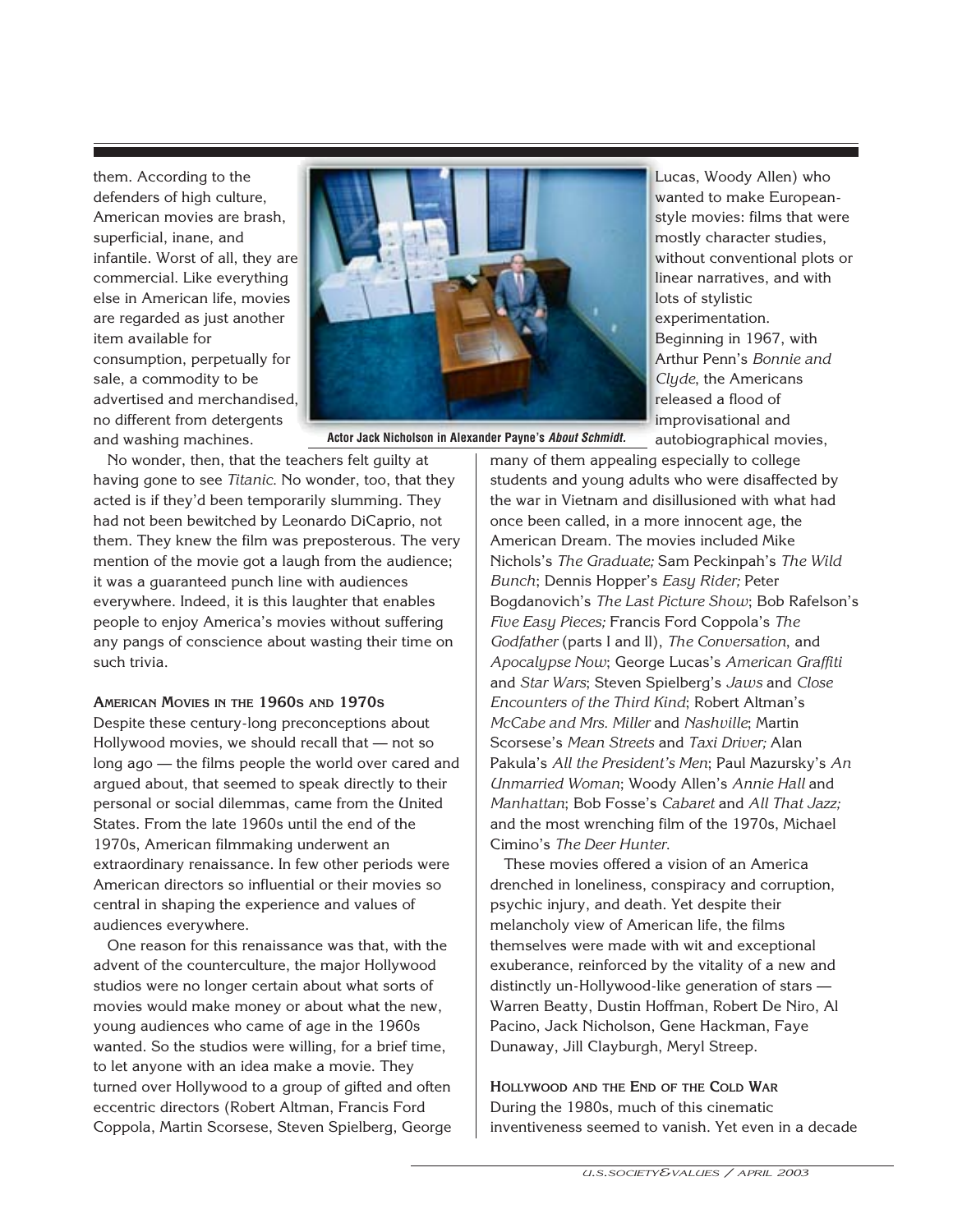them. According to the defenders of high culture, American movies are brash, superficial, inane, and infantile. Worst of all, they are commercial. Like everything else in American life, movies are regarded as just another item available for consumption, perpetually for sale, a commodity to be advertised and merchandised, no different from detergents and washing machines.

**Actor Jack Nicholson in Alexander Payne's *About Schmidt*.**

No wonder, then, that the teachers felt guilty at having gone to see *Titanic*. No wonder, too, that they acted is as if they'd been temporarily slumming. They had not been bewitched by Leonardo DiCaprio, not them. They knew the film was preposterous. The very mention of the movie got a laugh from the audience; it was a guaranteed punch line with audiences everywhere. Indeed, it is this laughter that enables people to enjoy America's movies without suffering any pangs of conscience about wasting their time on such trivia.

### American Movies in the 1960s and 1970s

Despite these century-long preconceptions about Hollywood movies, we should recall that — not so long ago — the films people the world over cared and argued about, that seemed to speak directly to their personal or social dilemmas, came from the United States. From the late 1960s until the end of the 1970s, American filmmaking underwent an extraordinary renaissance. In few other periods were American directors so influential or their movies so central in shaping the experience and values of audiences everywhere.

One reason for this renaissance was that, with the advent of the counterculture, the major Hollywood studios were no longer certain about what sorts of movies would make money or about what the new, young audiences who came of age in the 1960s wanted. So the studios were willing, for a brief time, to let anyone with an idea make a movie. They turned over Hollywood to a group of gifted and often eccentric directors (Robert Altman, Francis Ford Coppola, Martin Scorsese, Steven Spielberg, George Lucas, Woody Allen) who wanted to make European-style movies: films that were mostly character studies, without conventional plots or linear narratives, and with lots of stylistic experimentation. Beginning in 1967, with Arthur Penn's *Bonnie and Clyde*, the Americans released a flood of improvisational and autobiographical movies, many of them appealing especially to college students and young adults who were disaffected by the war in Vietnam and disillusioned with what had once been called, in a more innocent age, the American Dream. The movies included Mike Nichols's *The Graduate;* Sam Peckinpah's *The Wild Bunch*; Dennis Hopper's *Easy Rider;* Peter Bogdanovich's *The Last Picture Show*; Bob Rafelson's *Five Easy Pieces;* Francis Ford Coppola's *The Godfather* (parts I and II), *The Conversation*, and *Apocalypse Now*; George Lucas's *American Graffiti* and *Star Wars*; Steven Spielberg's *Jaws* and *Close Encounters of the Third Kind*; Robert Altman's *McCabe and Mrs. Miller* and *Nashville*; Martin Scorsese's *Mean Streets* and *Taxi Driver;* Alan Pakula's *All the President's Men*; Paul Mazursky's *An Unmarried Woman*; Woody Allen's *Annie Hall* and *Manhattan*; Bob Fosse's *Cabaret* and *All That Jazz;* and the most wrenching film of the 1970s, Michael Cimino's *The Deer Hunter*.

These movies offered a vision of an America drenched in loneliness, conspiracy and corruption, psychic injury, and death. Yet despite their melancholy view of American life, the films themselves were made with wit and exceptional exuberance, reinforced by the vitality of a new and distinctly un-Hollywood-like generation of stars — Warren Beatty, Dustin Hoffman, Robert De Niro, Al Pacino, Jack Nicholson, Gene Hackman, Faye Dunaway, Jill Clayburgh, Meryl Streep.

### Hollywood and the End of the Cold War

During the 1980s, much of this cinematic inventiveness seemed to vanish. Yet even in a decade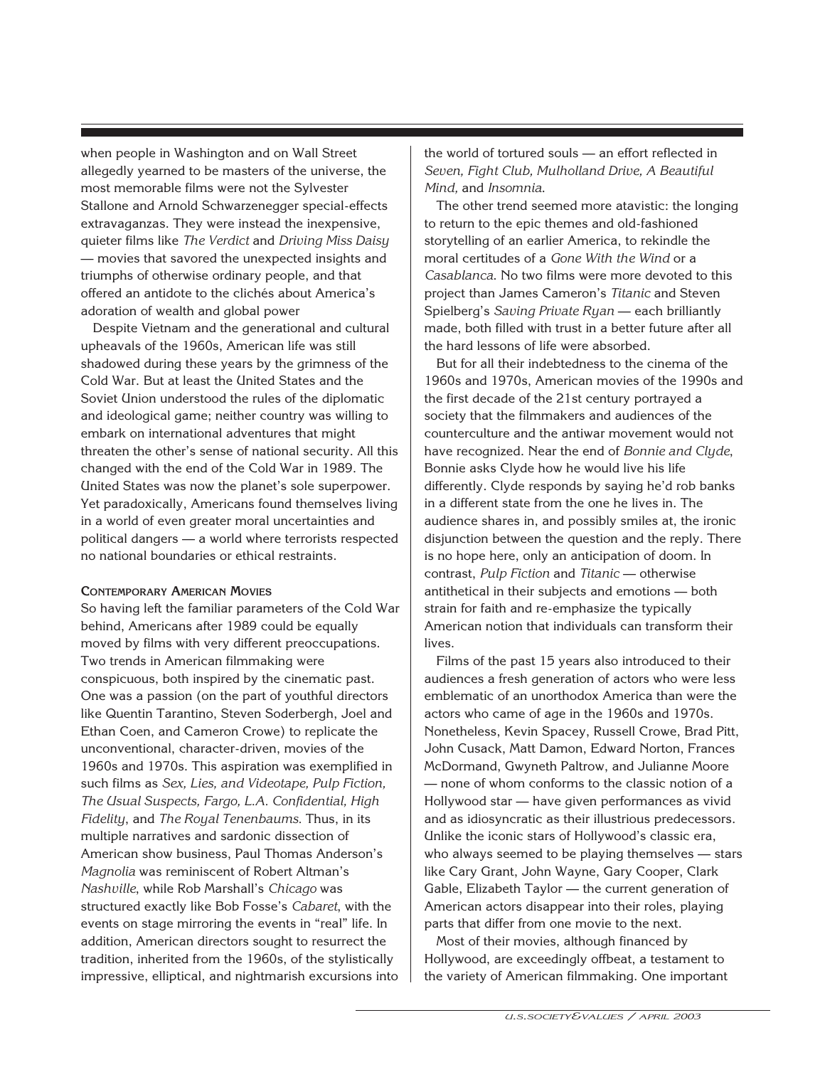when people in Washington and on Wall Street allegedly yearned to be masters of the universe, the most memorable films were not the Sylvester Stallone and Arnold Schwarzenegger special-effects extravaganzas. They were instead the inexpensive, quieter films like *The Verdict* and *Driving Miss Daisy* — movies that savored the unexpected insights and triumphs of otherwise ordinary people, and that offered an antidote to the clichés about America's adoration of wealth and global power

Despite Vietnam and the generational and cultural upheavals of the 1960s, American life was still shadowed during these years by the grimness of the Cold War. But at least the United States and the Soviet Union understood the rules of the diplomatic and ideological game; neither country was willing to embark on international adventures that might threaten the other's sense of national security. All this changed with the end of the Cold War in 1989. The United States was now the planet's sole superpower. Yet paradoxically, Americans found themselves living in a world of even greater moral uncertainties and political dangers — a world where terrorists respected no national boundaries or ethical restraints.

### CONTEMPORARY AMERICAN MOVIES

So having left the familiar parameters of the Cold War behind, Americans after 1989 could be equally moved by films with very different preoccupations. Two trends in American filmmaking were conspicuous, both inspired by the cinematic past. One was a passion (on the part of youthful directors like Quentin Tarantino, Steven Soderbergh, Joel and Ethan Coen, and Cameron Crowe) to replicate the unconventional, character-driven, movies of the 1960s and 1970s. This aspiration was exemplified in such films as *Sex, Lies, and Videotape, Pulp Fiction, The Usual Suspects, Fargo, L.A. Confidential, High Fidelity*, and *The Royal Tenenbaums.* Thus, in its multiple narratives and sardonic dissection of American show business, Paul Thomas Anderson's *Magnolia* was reminiscent of Robert Altman's *Nashville*, while Rob Marshall's *Chicago* was structured exactly like Bob Fosse's *Cabaret*, with the events on stage mirroring the events in "real" life. In addition, American directors sought to resurrect the tradition, inherited from the 1960s, of the stylistically impressive, elliptical, and nightmarish excursions into the world of tortured souls — an effort reflected in *Seven, Fight Club, Mulholland Drive, A Beautiful Mind,* and *Insomnia*.

The other trend seemed more atavistic: the longing to return to the epic themes and old-fashioned storytelling of an earlier America, to rekindle the moral certitudes of a *Gone With the Wind* or a *Casablanca*. No two films were more devoted to this project than James Cameron's *Titanic* and Steven Spielberg's *Saving Private Ryan* — each brilliantly made, both filled with trust in a better future after all the hard lessons of life were absorbed.

But for all their indebtedness to the cinema of the 1960s and 1970s, American movies of the 1990s and the first decade of the 21st century portrayed a society that the filmmakers and audiences of the counterculture and the antiwar movement would not have recognized. Near the end of *Bonnie and Clyde*, Bonnie asks Clyde how he would live his life differently. Clyde responds by saying he'd rob banks in a different state from the one he lives in. The audience shares in, and possibly smiles at, the ironic disjunction between the question and the reply. There is no hope here, only an anticipation of doom. In contrast, *Pulp Fiction* and *Titanic* — otherwise antithetical in their subjects and emotions — both strain for faith and re-emphasize the typically American notion that individuals can transform their lives.

Films of the past 15 years also introduced to their audiences a fresh generation of actors who were less emblematic of an unorthodox America than were the actors who came of age in the 1960s and 1970s. Nonetheless, Kevin Spacey, Russell Crowe, Brad Pitt, John Cusack, Matt Damon, Edward Norton, Frances McDormand, Gwyneth Paltrow, and Julianne Moore — none of whom conforms to the classic notion of a Hollywood star — have given performances as vivid and as idiosyncratic as their illustrious predecessors. Unlike the iconic stars of Hollywood's classic era, who always seemed to be playing themselves — stars like Cary Grant, John Wayne, Gary Cooper, Clark Gable, Elizabeth Taylor — the current generation of American actors disappear into their roles, playing parts that differ from one movie to the next.

Most of their movies, although financed by Hollywood, are exceedingly offbeat, a testament to the variety of American filmmaking. One important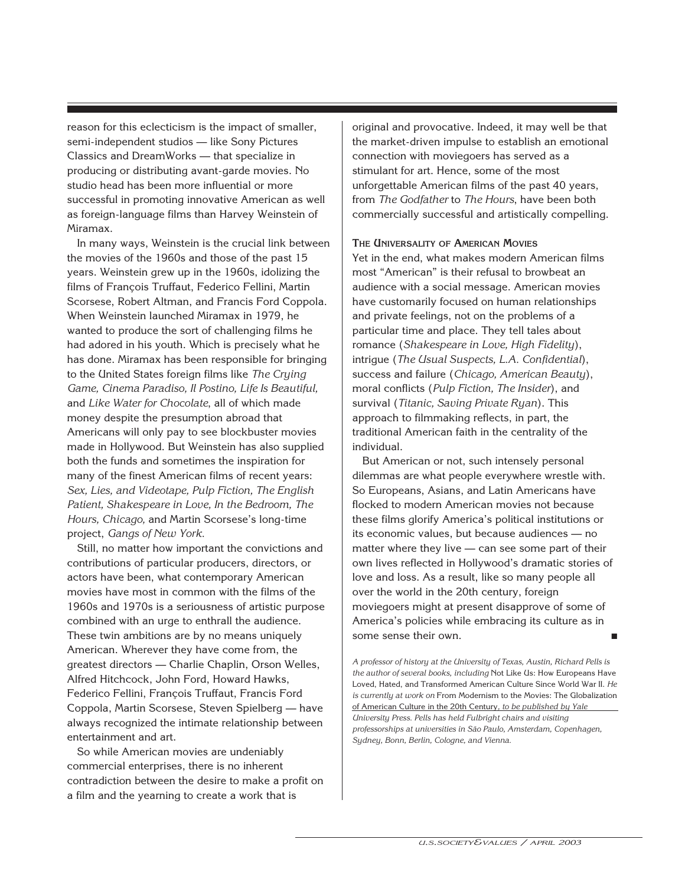reason for this eclecticism is the impact of smaller, semi-independent studios — like Sony Pictures Classics and DreamWorks — that specialize in producing or distributing avant-garde movies. No studio head has been more influential or more successful in promoting innovative American as well as foreign-language films than Harvey Weinstein of Miramax.

In many ways, Weinstein is the crucial link between the movies of the 1960s and those of the past 15 years. Weinstein grew up in the 1960s, idolizing the films of François Truffaut, Federico Fellini, Martin Scorsese, Robert Altman, and Francis Ford Coppola. When Weinstein launched Miramax in 1979, he wanted to produce the sort of challenging films he had adored in his youth. Which is precisely what he has done. Miramax has been responsible for bringing to the United States foreign films like *The Crying Game, Cinema Paradiso, Il Postino, Life Is Beautiful,* and *Like Water for Chocolate*, all of which made money despite the presumption abroad that Americans will only pay to see blockbuster movies made in Hollywood. But Weinstein has also supplied both the funds and sometimes the inspiration for many of the finest American films of recent years: *Sex, Lies, and Videotape, Pulp Fiction, The English Patient, Shakespeare in Love, In the Bedroom, The Hours, Chicago,* and Martin Scorsese's long-time project, *Gangs of New York.*

Still, no matter how important the convictions and contributions of particular producers, directors, or actors have been, what contemporary American movies have most in common with the films of the 1960s and 1970s is a seriousness of artistic purpose combined with an urge to enthrall the audience. These twin ambitions are by no means uniquely American. Wherever they have come from, the greatest directors — Charlie Chaplin, Orson Welles, Alfred Hitchcock, John Ford, Howard Hawks, Federico Fellini, François Truffaut, Francis Ford Coppola, Martin Scorsese, Steven Spielberg — have always recognized the intimate relationship between entertainment and art.

So while American movies are undeniably commercial enterprises, there is no inherent contradiction between the desire to make a profit on a film and the yearning to create a work that is original and provocative. Indeed, it may well be that the market-driven impulse to establish an emotional connection with moviegoers has served as a stimulant for art. Hence, some of the most unforgettable American films of the past 40 years, from *The Godfather* to *The Hours*, have been both commercially successful and artistically compelling.

### The Universality of American Movies

Yet in the end, what makes modern American films most "American" is their refusal to browbeat an audience with a social message. American movies have customarily focused on human relationships and private feelings, not on the problems of a particular time and place. They tell tales about romance (*Shakespeare in Love, High Fidelity*), intrigue (*The Usual Suspects, L.A. Confidential*), success and failure (*Chicago, American Beauty*), moral conflicts (*Pulp Fiction, The Insider*), and survival (*Titanic, Saving Private Ryan*). This approach to filmmaking reflects, in part, the traditional American faith in the centrality of the individual.

But American or not, such intensely personal dilemmas are what people everywhere wrestle with. So Europeans, Asians, and Latin Americans have flocked to modern American movies not because these films glorify America's political institutions or its economic values, but because audiences — no matter where they live — can see some part of their own lives reflected in Hollywood's dramatic stories of love and loss. As a result, like so many people all over the world in the 20th century, foreign moviegoers might at present disapprove of some of America's policies while embracing its culture as in some sense their own. ■

*A professor of history at the University of Texas, Austin, Richard Pells is the author of several books, including* Not Like Us: How Europeans Have Loved, Hated, and Transformed American Culture Since World War II. *He is currently at work on* From Modernism to the Movies: The Globalization of American Culture in the 20th Century, *to be published by Yale University Press. Pells has held Fulbright chairs and visiting professorships at universities in São Paulo, Amsterdam, Copenhagen, Sydney, Bonn, Berlin, Cologne, and Vienna.*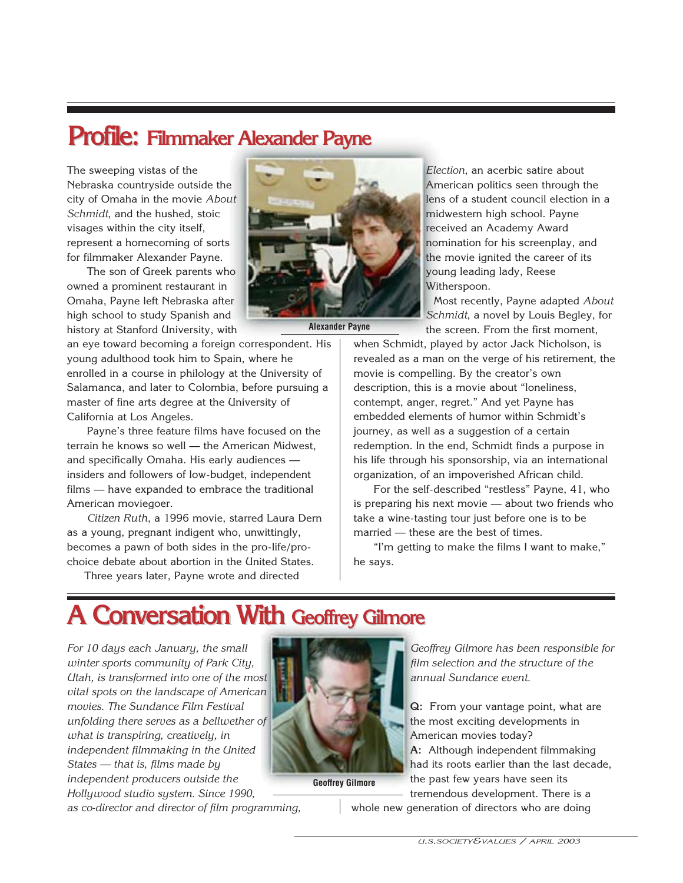## Profile: Filmmaker Alexander Payne

The sweeping vistas of the Nebraska countryside outside the city of Omaha in the movie *About Schmidt*, and the hushed, stoic visages within the city itself, represent a homecoming of sorts for filmmaker Alexander Payne.

The son of Greek parents who owned a prominent restaurant in Omaha, Payne left Nebraska after high school to study Spanish and history at Stanford University, with an eye toward becoming a foreign correspondent. His young adulthood took him to Spain, where he enrolled in a course in philology at the University of Salamanca, and later to Colombia, before pursuing a master of fine arts degree at the University of California at Los Angeles.

Alexander Payne

Payne's three feature films have focused on the terrain he knows so well — the American Midwest, and specifically Omaha. His early audiences — insiders and followers of low-budget, independent films — have expanded to embrace the traditional American moviegoer.

*Citizen Ruth*, a 1996 movie, starred Laura Dern as a young, pregnant indigent who, unwittingly, becomes a pawn of both sides in the pro-life/pro-choice debate about abortion in the United States.

Three years later, Payne wrote and directed *Election*, an acerbic satire about American politics seen through the lens of a student council election in a midwestern high school. Payne received an Academy Award nomination for his screenplay, and the movie ignited the career of its young leading lady, Reese Witherspoon.

Most recently, Payne adapted *About Schmidt*, a novel by Louis Begley, for the screen. From the first moment, when Schmidt, played by actor Jack Nicholson, is revealed as a man on the verge of his retirement, the movie is compelling. By the creator's own description, this is a movie about "loneliness, contempt, anger, regret." And yet Payne has embedded elements of humor within Schmidt's journey, as well as a suggestion of a certain redemption. In the end, Schmidt finds a purpose in his life through his sponsorship, via an international organization, of an impoverished African child.

For the self-described "restless" Payne, 41, who is preparing his next movie — about two friends who take a wine-tasting tour just before one is to be married — these are the best of times.

"I'm getting to make the films I want to make," he says.

## A Conversation With Geoffrey Gilmore

*For 10 days each January, the small winter sports community of Park City, Utah, is transformed into one of the most vital spots on the landscape of American movies. The Sundance Film Festival unfolding there serves as a bellwether of what is transpiring, creatively, in independent filmmaking in the United States — that is, films made by independent producers outside the Hollywood studio system. Since 1990, as co-director and director of film programming, Geoffrey Gilmore has been responsible for film selection and the structure of the annual Sundance event.*

Geoffrey Gilmore

**Q:** From your vantage point, what are the most exciting developments in American movies today?

**A:** Although independent filmmaking had its roots earlier than the last decade, the past few years have seen its tremendous development. There is a whole new generation of directors who are doing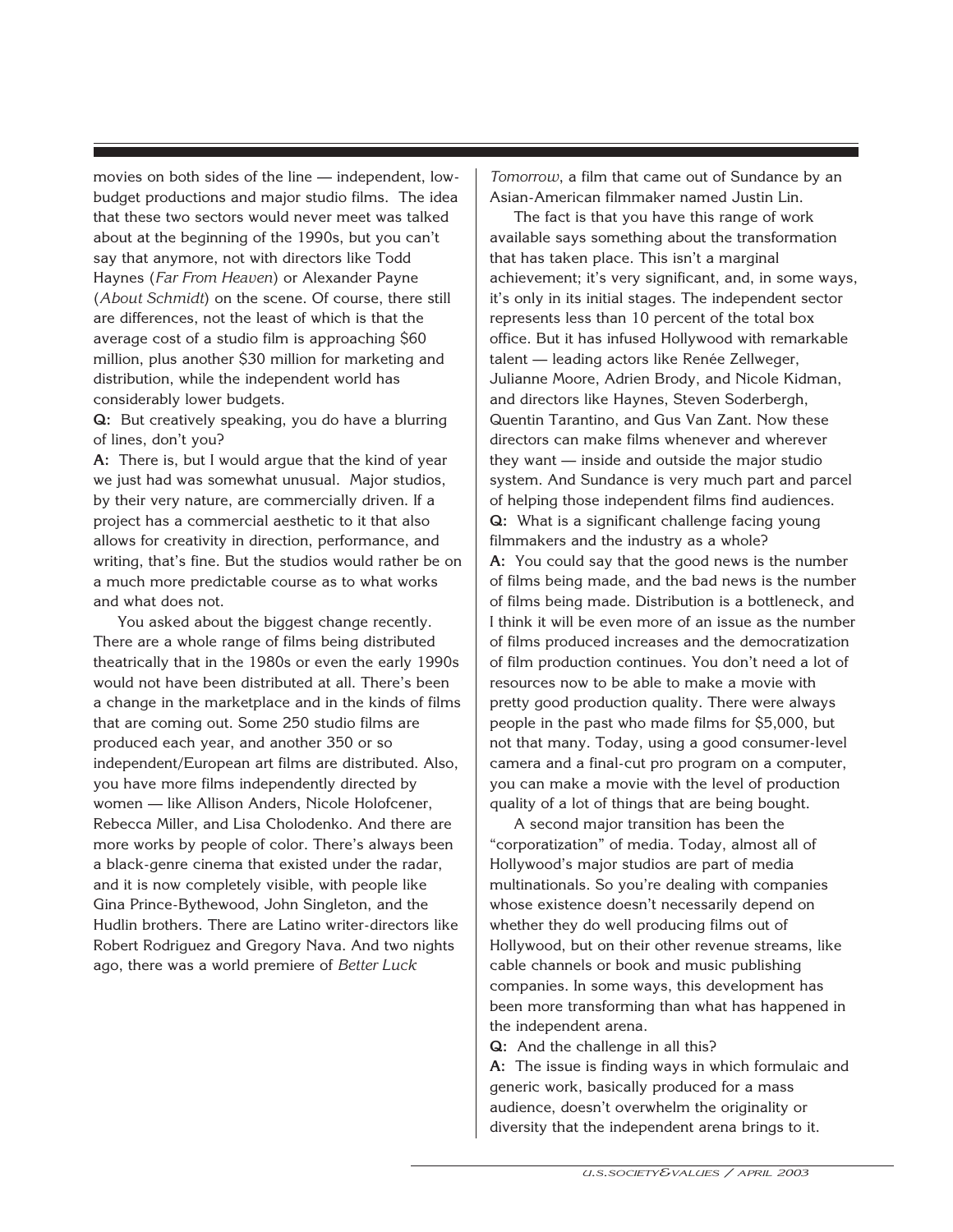movies on both sides of the line — independent, low-budget productions and major studio films. The idea that these two sectors would never meet was talked about at the beginning of the 1990s, but you can't say that anymore, not with directors like Todd Haynes (*Far From Heaven*) or Alexander Payne (*About Schmidt*) on the scene. Of course, there still are differences, not the least of which is that the average cost of a studio film is approaching $60 million, plus another $30 million for marketing and distribution, while the independent world has considerably lower budgets.

**Q:** But creatively speaking, you do have a blurring of lines, don't you?

**A:** There is, but I would argue that the kind of year we just had was somewhat unusual. Major studios, by their very nature, are commercially driven. If a project has a commercial aesthetic to it that also allows for creativity in direction, performance, and writing, that's fine. But the studios would rather be on a much more predictable course as to what works and what does not.

You asked about the biggest change recently. There are a whole range of films being distributed theatrically that in the 1980s or even the early 1990s would not have been distributed at all. There's been a change in the marketplace and in the kinds of films that are coming out. Some 250 studio films are produced each year, and another 350 or so independent/European art films are distributed. Also, you have more films independently directed by women — like Allison Anders, Nicole Holofcener, Rebecca Miller, and Lisa Cholodenko. And there are more works by people of color. There's always been a black-genre cinema that existed under the radar, and it is now completely visible, with people like Gina Prince-Bythewood, John Singleton, and the Hudlin brothers. There are Latino writer-directors like Robert Rodriguez and Gregory Nava. And two nights ago, there was a world premiere of *Better Luck Tomorrow*, a film that came out of Sundance by an Asian-American filmmaker named Justin Lin.

The fact is that you have this range of work available says something about the transformation that has taken place. This isn't a marginal achievement; it's very significant, and, in some ways, it's only in its initial stages. The independent sector represents less than 10 percent of the total box office. But it has infused Hollywood with remarkable talent — leading actors like Renée Zellweger, Julianne Moore, Adrien Brody, and Nicole Kidman, and directors like Haynes, Steven Soderbergh, Quentin Tarantino, and Gus Van Zant. Now these directors can make films whenever and wherever they want — inside and outside the major studio system. And Sundance is very much part and parcel of helping those independent films find audiences.

**Q:** What is a significant challenge facing young filmmakers and the industry as a whole?

**A:** You could say that the good news is the number of films being made, and the bad news is the number of films being made. Distribution is a bottleneck, and I think it will be even more of an issue as the number of films produced increases and the democratization of film production continues. You don't need a lot of resources now to be able to make a movie with pretty good production quality. There were always people in the past who made films for $5,000, but not that many. Today, using a good consumer-level camera and a final-cut pro program on a computer, you can make a movie with the level of production quality of a lot of things that are being bought.

A second major transition has been the "corporatization" of media. Today, almost all of Hollywood's major studios are part of media multinationals. So you're dealing with companies whose existence doesn't necessarily depend on whether they do well producing films out of Hollywood, but on their other revenue streams, like cable channels or book and music publishing companies. In some ways, this development has been more transforming than what has happened in the independent arena.

**Q:** And the challenge in all this?

**A:** The issue is finding ways in which formulaic and generic work, basically produced for a mass audience, doesn't overwhelm the originality or diversity that the independent arena brings to it.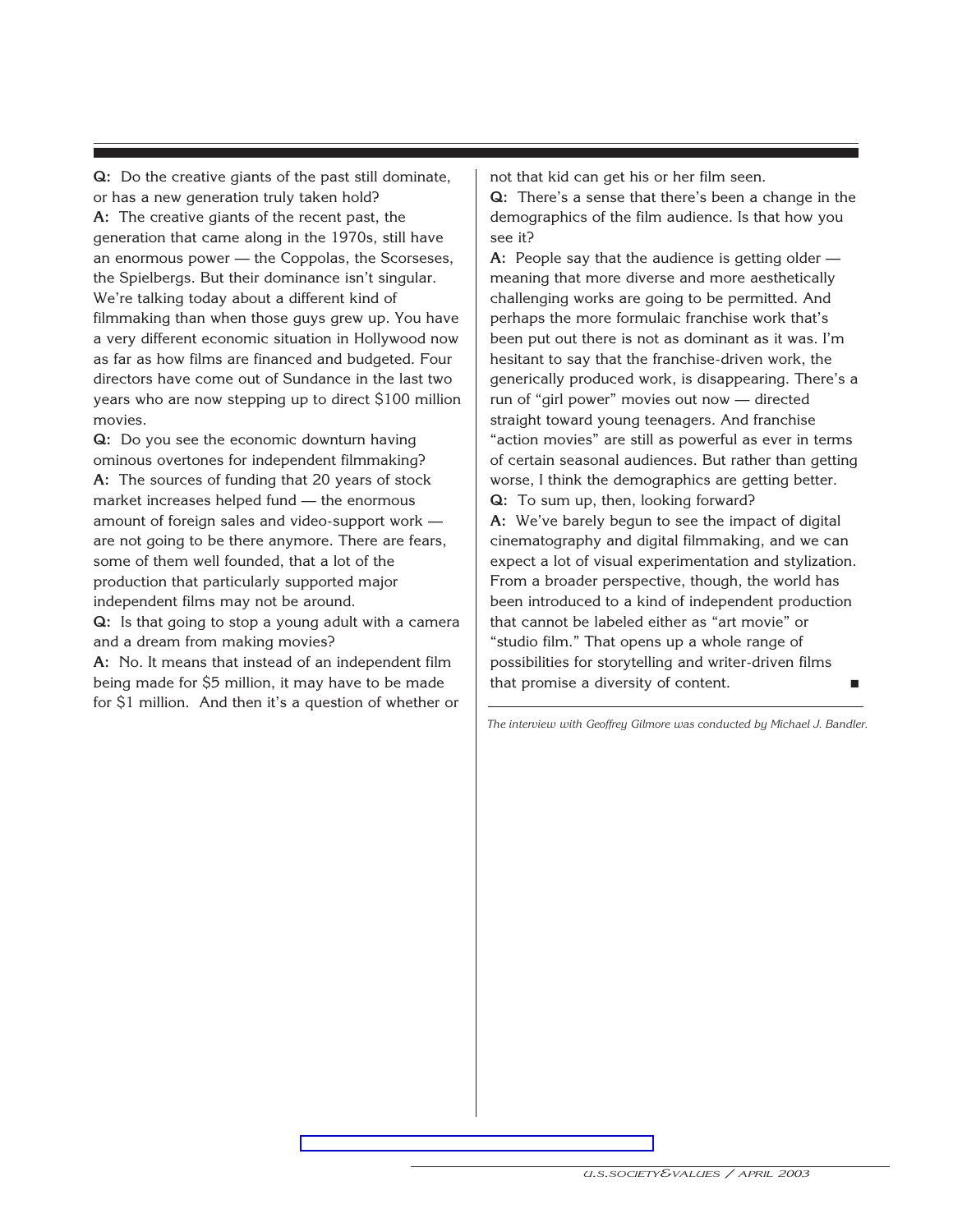**Q:** Do the creative giants of the past still dominate, or has a new generation truly taken hold?

**A:** The creative giants of the recent past, the generation that came along in the 1970s, still have an enormous power — the Coppolas, the Scorseses, the Spielbergs. But their dominance isn't singular. We're talking today about a different kind of filmmaking than when those guys grew up. You have a very different economic situation in Hollywood now as far as how films are financed and budgeted. Four directors have come out of Sundance in the last two years who are now stepping up to direct $100 million movies.

**Q:** Do you see the economic downturn having ominous overtones for independent filmmaking?

**A:** The sources of funding that 20 years of stock market increases helped fund — the enormous amount of foreign sales and video-support work — are not going to be there anymore. There are fears, some of them well founded, that a lot of the production that particularly supported major independent films may not be around.

**Q:** Is that going to stop a young adult with a camera and a dream from making movies?

**A:** No. It means that instead of an independent film being made for $5 million, it may have to be made for $1 million. And then it's a question of whether or not that kid can get his or her film seen.

**Q:** There's a sense that there's been a change in the demographics of the film audience. Is that how you see it?

**A:** People say that the audience is getting older — meaning that more diverse and more aesthetically challenging works are going to be permitted. And perhaps the more formulaic franchise work that's been put out there is not as dominant as it was. I'm hesitant to say that the franchise-driven work, the generically produced work, is disappearing. There's a run of "girl power" movies out now — directed straight toward young teenagers. And franchise "action movies" are still as powerful as ever in terms of certain seasonal audiences. But rather than getting worse, I think the demographics are getting better.

**Q:** To sum up, then, looking forward?

**A:** We've barely begun to see the impact of digital cinematography and digital filmmaking, and we can expect a lot of visual experimentation and stylization. From a broader perspective, though, the world has been introduced to a kind of independent production that cannot be labeled either as "art movie" or "studio film." That opens up a whole range of possibilities for storytelling and writer-driven films that promise a diversity of content. ■

---

*The interview with Geoffrey Gilmore was conducted by Michael J. Bandler.*